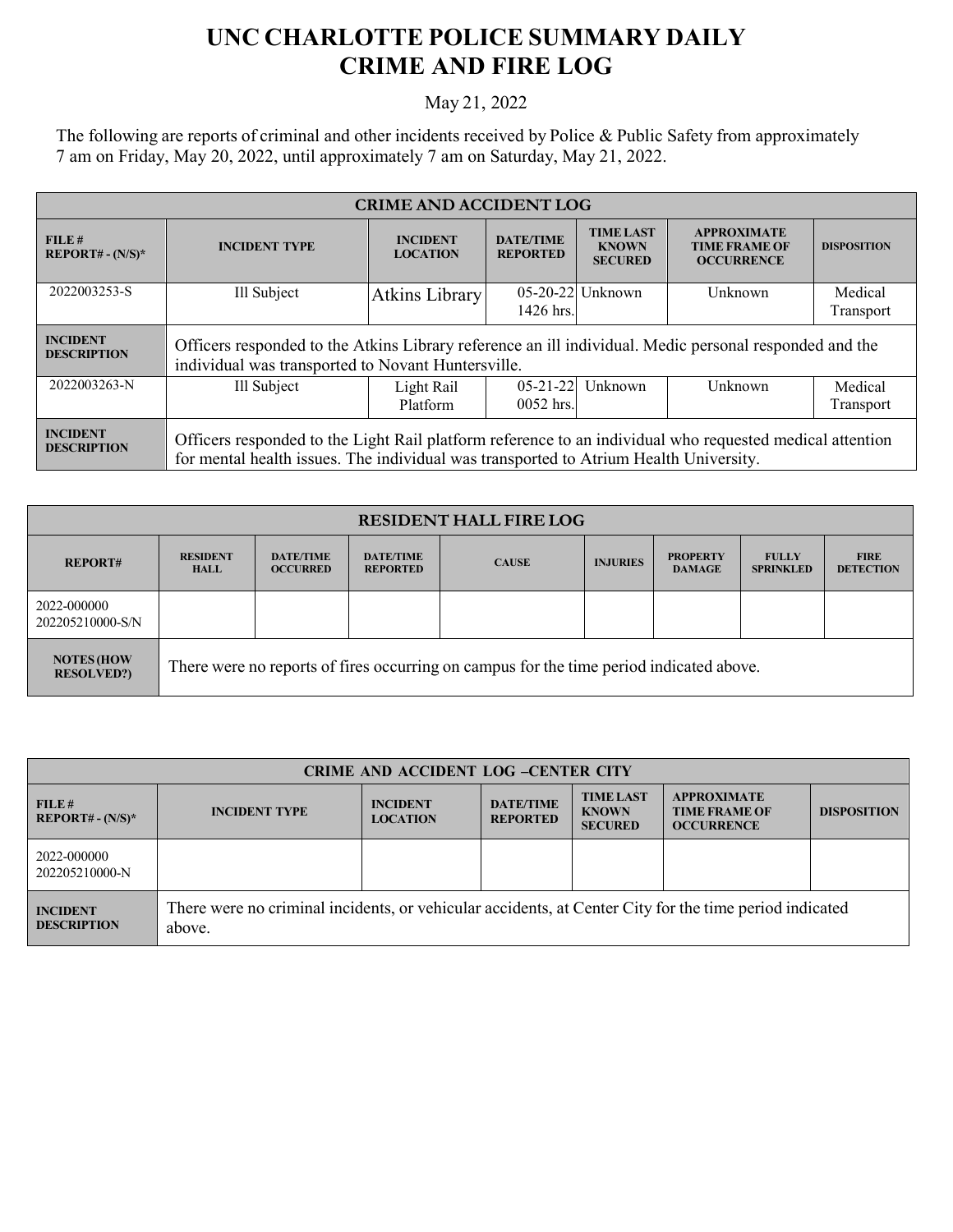# UNC CHARLOTTE POLICE SUMMARY DAILY CRIME AND FIRE LOG

May 21, 2022

The following are reports of criminal and other incidents received by Police & Public Safety from approximately 7 am on Friday, May 20, 2022, until approximately 7 am on Saturday, May 21, 2022.

| CRIME AND ACCIDENT LOG | | | | | | |
|---|---|---|---|---|---|---|
| **FILE # REPORT# - (N/S)*** | **INCIDENT TYPE** | **INCIDENT LOCATION** | **DATE/TIME REPORTED** | **TIME LAST KNOWN SECURED** | **APPROXIMATE TIME FRAME OF OCCURRENCE** | **DISPOSITION** |
| 2022003253-S | Ill Subject | Atkins Library | 05-20-22 1426 hrs. | Unknown | Unknown | Medical Transport |
| **INCIDENT DESCRIPTION** | Officers responded to the Atkins Library reference an ill individual. Medic personal responded and the individual was transported to Novant Huntersville. | | | | | |
| 2022003263-N | Ill Subject | Light Rail Platform | 05-21-22 0052 hrs. | Unknown | Unknown | Medical Transport |
| **INCIDENT DESCRIPTION** | Officers responded to the Light Rail platform reference to an individual who requested medical attention for mental health issues. The individual was transported to Atrium Health University. | | | | | |

| RESIDENT HALL FIRE LOG | | | | | | | | |
|---|---|---|---|---|---|---|---|---|
| **REPORT#** | **RESIDENT HALL** | **DATE/TIME OCCURRED** | **DATE/TIME REPORTED** | **CAUSE** | **INJURIES** | **PROPERTY DAMAGE** | **FULLY SPRINKLED** | **FIRE DETECTION** |
| 2022-000000 202205210000-S/N | | | | | | | | |
| **NOTES (HOW RESOLVED?)** | There were no reports of fires occurring on campus for the time period indicated above. | | | | | | | |

| CRIME AND ACCIDENT LOG –CENTER CITY | | | | | | |
|---|---|---|---|---|---|---|
| **FILE # REPORT# - (N/S)*** | **INCIDENT TYPE** | **INCIDENT LOCATION** | **DATE/TIME REPORTED** | **TIME LAST KNOWN SECURED** | **APPROXIMATE TIME FRAME OF OCCURRENCE** | **DISPOSITION** |
| 2022-000000 202205210000-N | | | | | | |
| **INCIDENT DESCRIPTION** | There were no criminal incidents, or vehicular accidents, at Center City for the time period indicated above. | | | | | |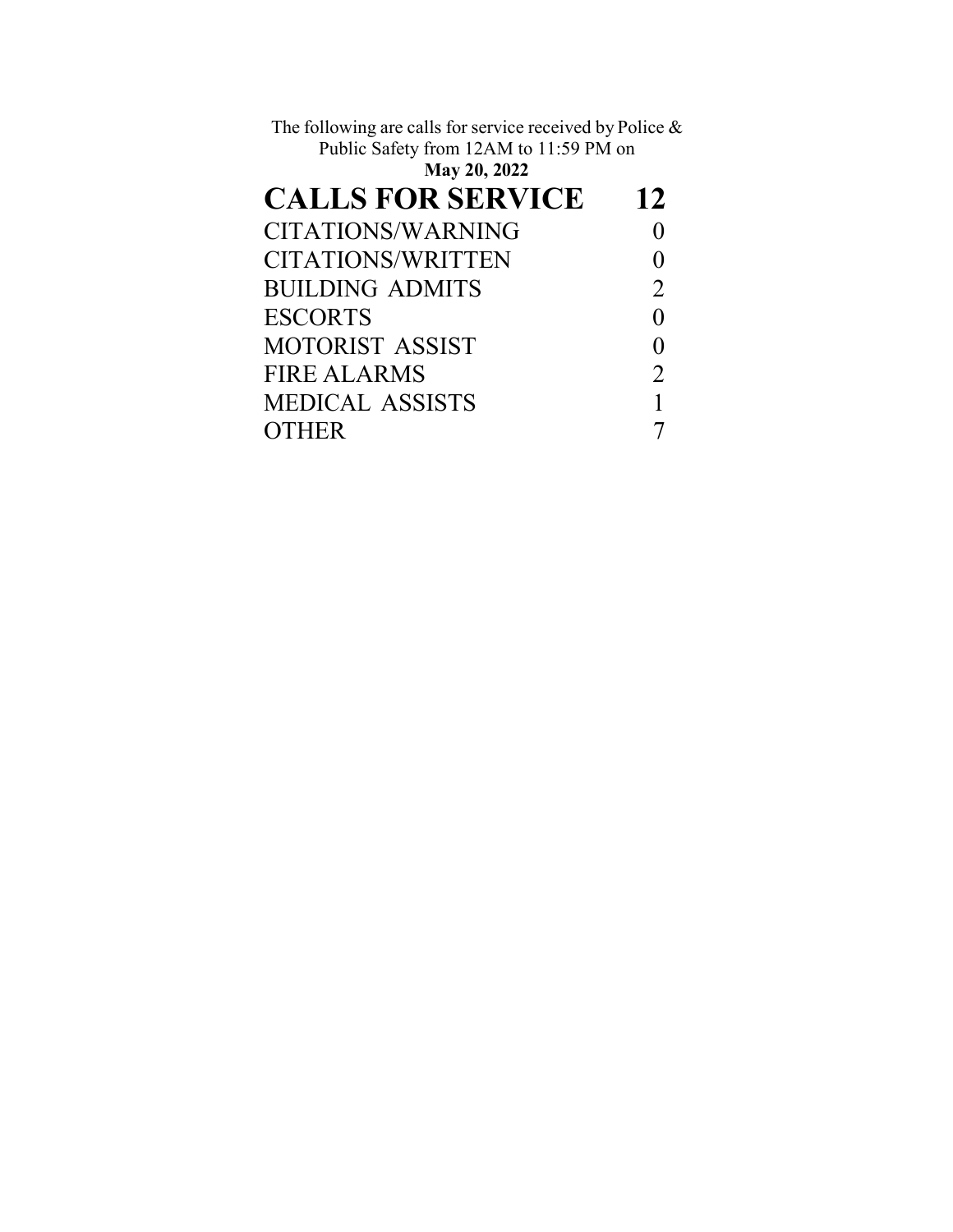The following are calls for service received by Police & Public Safety from 12AM to 11:59 PM on

**May 20, 2022**

| | |
|---|---|
| **CALLS FOR SERVICE** | **12** |
| CITATIONS/WARNING | 0 |
| CITATIONS/WRITTEN | 0 |
| BUILDING ADMITS | 2 |
| ESCORTS | 0 |
| MOTORIST ASSIST | 0 |
| FIRE ALARMS | 2 |
| MEDICAL ASSISTS | 1 |
| OTHER | 7 |